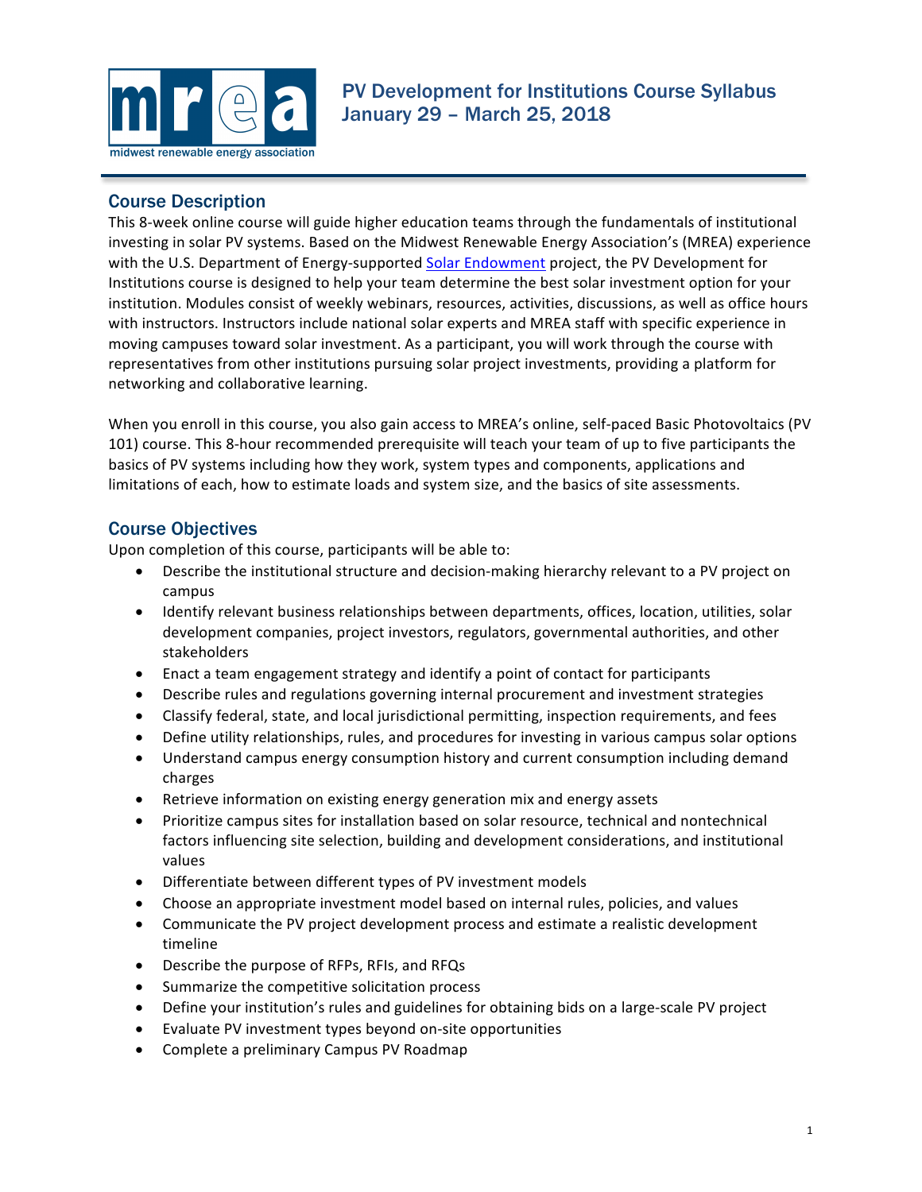# PV Development for Institutions Course Syllabus
January 29 – March 25, 2018

## Course Description

This 8-week online course will guide higher education teams through the fundamentals of institutional investing in solar PV systems. Based on the Midwest Renewable Energy Association's (MREA) experience with the U.S. Department of Energy-supported Solar Endowment project, the PV Development for Institutions course is designed to help your team determine the best solar investment option for your institution. Modules consist of weekly webinars, resources, activities, discussions, as well as office hours with instructors. Instructors include national solar experts and MREA staff with specific experience in moving campuses toward solar investment. As a participant, you will work through the course with representatives from other institutions pursuing solar project investments, providing a platform for networking and collaborative learning.

When you enroll in this course, you also gain access to MREA's online, self-paced Basic Photovoltaics (PV 101) course. This 8-hour recommended prerequisite will teach your team of up to five participants the basics of PV systems including how they work, system types and components, applications and limitations of each, how to estimate loads and system size, and the basics of site assessments.

## Course Objectives

Upon completion of this course, participants will be able to:

- Describe the institutional structure and decision-making hierarchy relevant to a PV project on campus
- Identify relevant business relationships between departments, offices, location, utilities, solar development companies, project investors, regulators, governmental authorities, and other stakeholders
- Enact a team engagement strategy and identify a point of contact for participants
- Describe rules and regulations governing internal procurement and investment strategies
- Classify federal, state, and local jurisdictional permitting, inspection requirements, and fees
- Define utility relationships, rules, and procedures for investing in various campus solar options
- Understand campus energy consumption history and current consumption including demand charges
- Retrieve information on existing energy generation mix and energy assets
- Prioritize campus sites for installation based on solar resource, technical and nontechnical factors influencing site selection, building and development considerations, and institutional values
- Differentiate between different types of PV investment models
- Choose an appropriate investment model based on internal rules, policies, and values
- Communicate the PV project development process and estimate a realistic development timeline
- Describe the purpose of RFPs, RFIs, and RFQs
- Summarize the competitive solicitation process
- Define your institution's rules and guidelines for obtaining bids on a large-scale PV project
- Evaluate PV investment types beyond on-site opportunities
- Complete a preliminary Campus PV Roadmap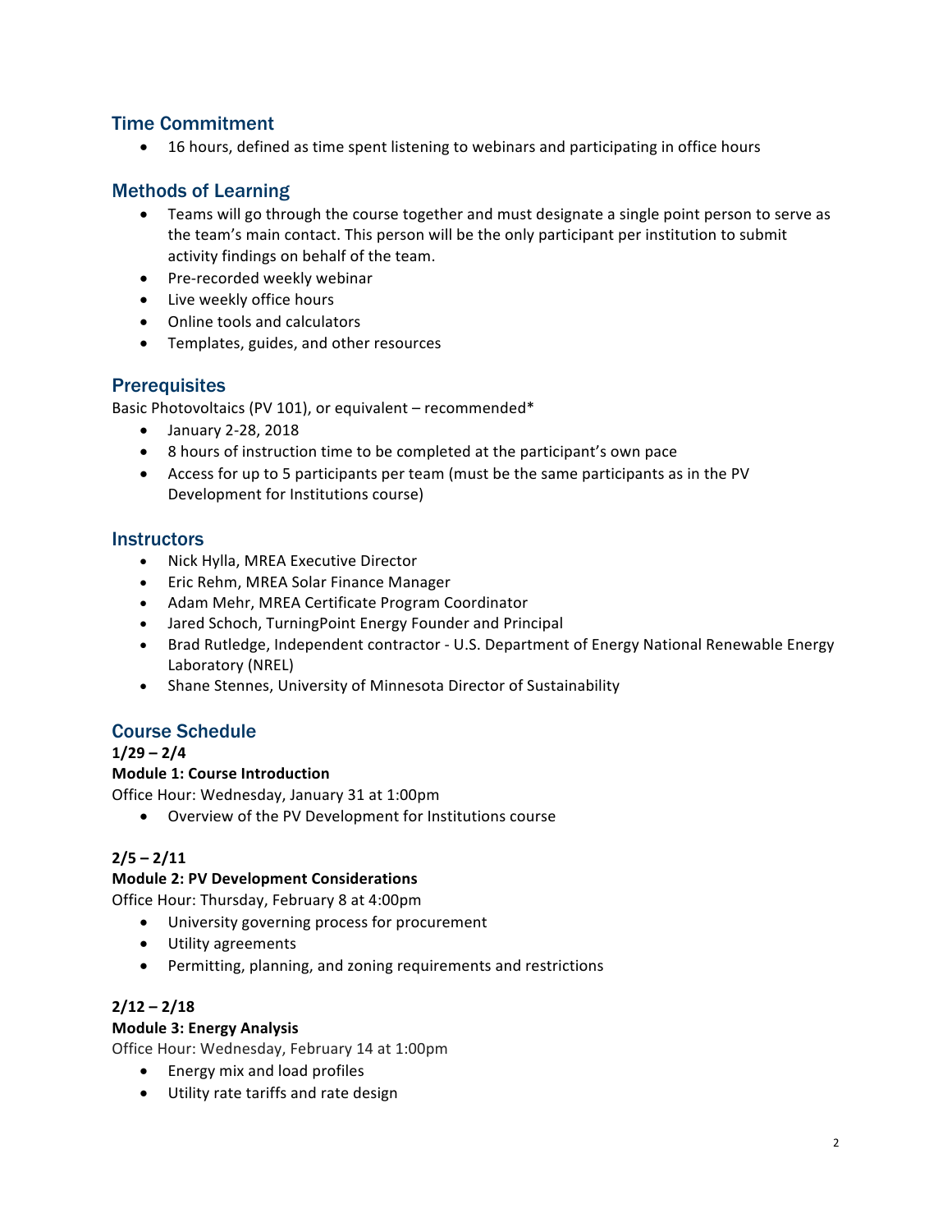## Time Commitment

- 16 hours, defined as time spent listening to webinars and participating in office hours

## Methods of Learning

- Teams will go through the course together and must designate a single point person to serve as the team's main contact. This person will be the only participant per institution to submit activity findings on behalf of the team.
- Pre-recorded weekly webinar
- Live weekly office hours
- Online tools and calculators
- Templates, guides, and other resources

## Prerequisites

Basic Photovoltaics (PV 101), or equivalent – recommended*

- January 2-28, 2018
- 8 hours of instruction time to be completed at the participant's own pace
- Access for up to 5 participants per team (must be the same participants as in the PV Development for Institutions course)

## Instructors

- Nick Hylla, MREA Executive Director
- Eric Rehm, MREA Solar Finance Manager
- Adam Mehr, MREA Certificate Program Coordinator
- Jared Schoch, TurningPoint Energy Founder and Principal
- Brad Rutledge, Independent contractor - U.S. Department of Energy National Renewable Energy Laboratory (NREL)
- Shane Stennes, University of Minnesota Director of Sustainability

## Course Schedule

**1/29 – 2/4**

**Module 1: Course Introduction**

Office Hour: Wednesday, January 31 at 1:00pm

- Overview of the PV Development for Institutions course

**2/5 – 2/11**

**Module 2: PV Development Considerations**

Office Hour: Thursday, February 8 at 4:00pm

- University governing process for procurement
- Utility agreements
- Permitting, planning, and zoning requirements and restrictions

**2/12 – 2/18**

**Module 3: Energy Analysis**

Office Hour: Wednesday, February 14 at 1:00pm

- Energy mix and load profiles
- Utility rate tariffs and rate design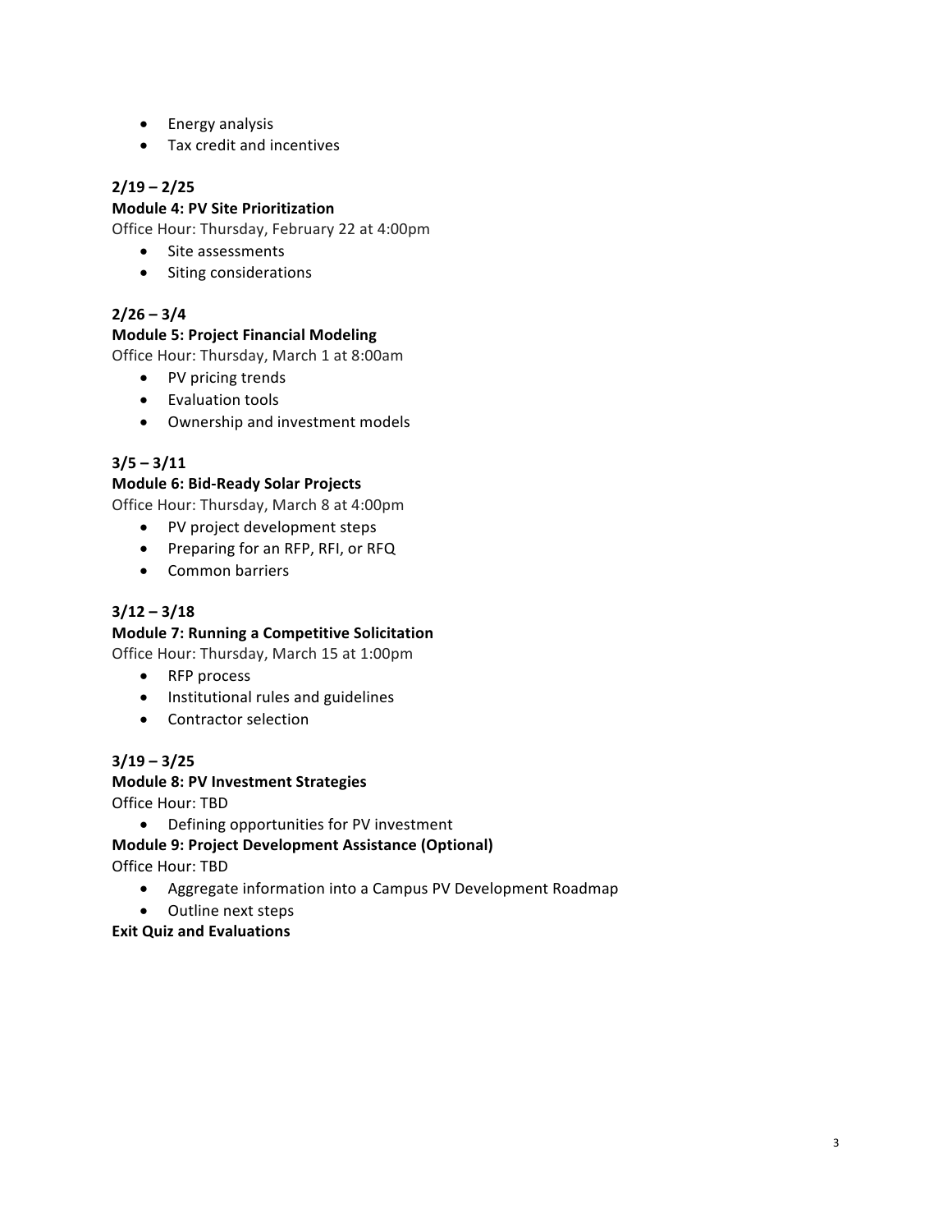- Energy analysis
- Tax credit and incentives

**2/19 – 2/25**

**Module 4: PV Site Prioritization**

Office Hour: Thursday, February 22 at 4:00pm

- Site assessments
- Siting considerations

**2/26 – 3/4**

**Module 5: Project Financial Modeling**

Office Hour: Thursday, March 1 at 8:00am

- PV pricing trends
- Evaluation tools
- Ownership and investment models

**3/5 – 3/11**

**Module 6: Bid-Ready Solar Projects**

Office Hour: Thursday, March 8 at 4:00pm

- PV project development steps
- Preparing for an RFP, RFI, or RFQ
- Common barriers

**3/12 – 3/18**

**Module 7: Running a Competitive Solicitation**

Office Hour: Thursday, March 15 at 1:00pm

- RFP process
- Institutional rules and guidelines
- Contractor selection

**3/19 – 3/25**

**Module 8: PV Investment Strategies**

Office Hour: TBD

- Defining opportunities for PV investment

**Module 9: Project Development Assistance (Optional)**

Office Hour: TBD

- Aggregate information into a Campus PV Development Roadmap
- Outline next steps

**Exit Quiz and Evaluations**